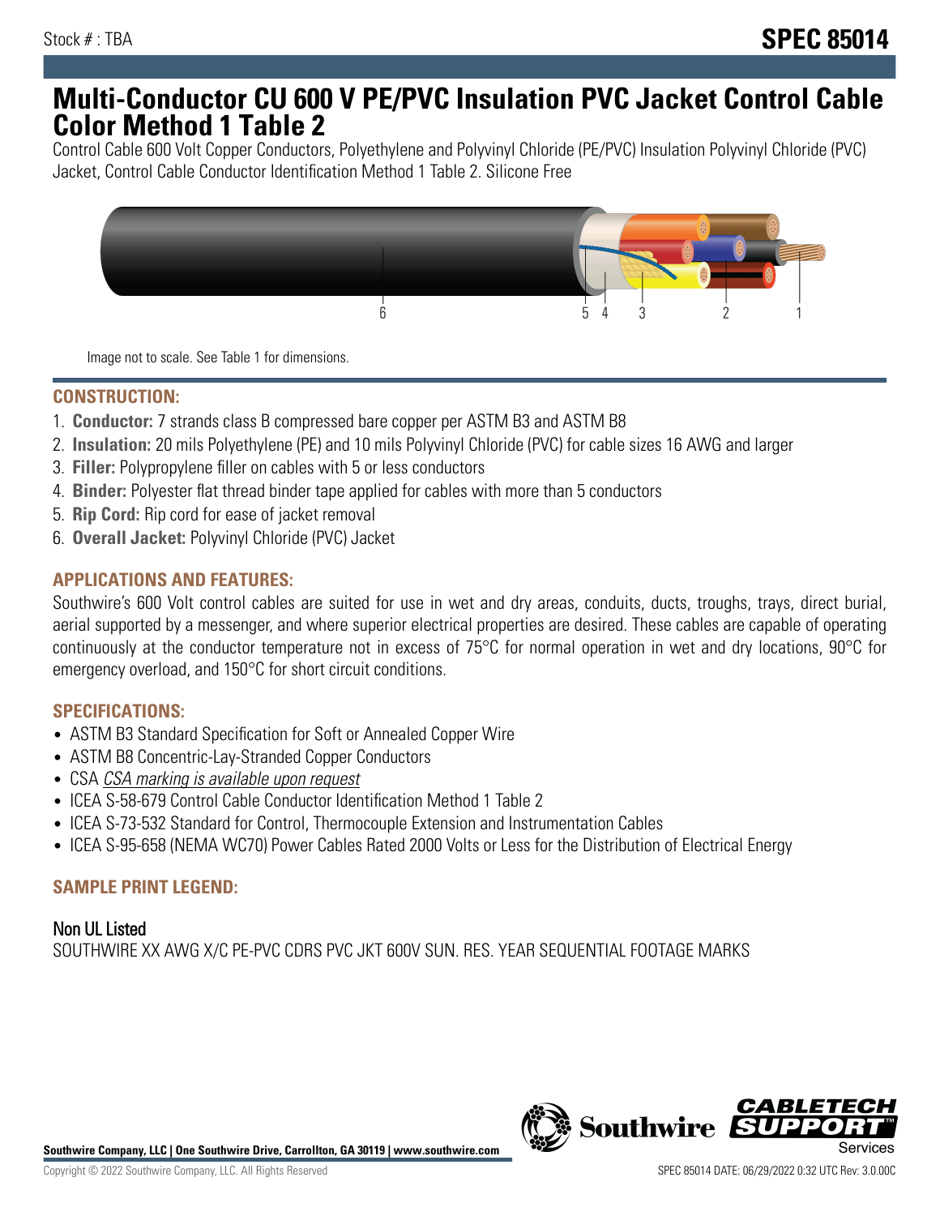Stock # : TBA

**SPEC 85014**

# Multi-Conductor CU 600 V PE/PVC Insulation PVC Jacket Control Cable Color Method 1 Table 2

Control Cable 600 Volt Copper Conductors, Polyethylene and Polyvinyl Chloride (PE/PVC) Insulation Polyvinyl Chloride (PVC) Jacket, Control Cable Conductor Identification Method 1 Table 2. Silicone Free

Image not to scale. See Table 1 for dimensions.

## CONSTRUCTION:

1. **Conductor:** 7 strands class B compressed bare copper per ASTM B3 and ASTM B8
2. **Insulation:** 20 mils Polyethylene (PE) and 10 mils Polyvinyl Chloride (PVC) for cable sizes 16 AWG and larger
3. **Filler:** Polypropylene filler on cables with 5 or less conductors
4. **Binder:** Polyester flat thread binder tape applied for cables with more than 5 conductors
5. **Rip Cord:** Rip cord for ease of jacket removal
6. **Overall Jacket:** Polyvinyl Chloride (PVC) Jacket

## APPLICATIONS AND FEATURES:

Southwire's 600 Volt control cables are suited for use in wet and dry areas, conduits, ducts, troughs, trays, direct burial, aerial supported by a messenger, and where superior electrical properties are desired. These cables are capable of operating continuously at the conductor temperature not in excess of 75°C for normal operation in wet and dry locations, 90°C for emergency overload, and 150°C for short circuit conditions.

## SPECIFICATIONS:

- ASTM B3 Standard Specification for Soft or Annealed Copper Wire
- ASTM B8 Concentric-Lay-Stranded Copper Conductors
- CSA *CSA marking is available upon request*
- ICEA S-58-679 Control Cable Conductor Identification Method 1 Table 2
- ICEA S-73-532 Standard for Control, Thermocouple Extension and Instrumentation Cables
- ICEA S-95-658 (NEMA WC70) Power Cables Rated 2000 Volts or Less for the Distribution of Electrical Energy

## SAMPLE PRINT LEGEND:

### Non UL Listed

SOUTHWIRE XX AWG X/C PE-PVC CDRS PVC JKT 600V SUN. RES. YEAR SEQUENTIAL FOOTAGE MARKS

**Southwire Company, LLC | One Southwire Drive, Carrollton, GA 30119 | www.southwire.com**

Copyright © 2022 Southwire Company, LLC. All Rights Reserved

SPEC 85014 DATE: 06/29/2022 0:32 UTC Rev: 3.0.00C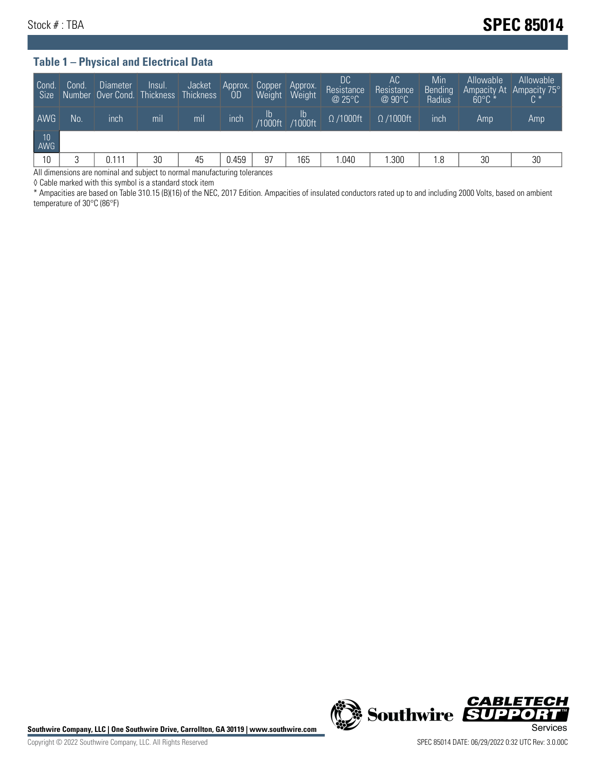Stock # : TBA

# SPEC 85014

### Table 1 – Physical and Electrical Data

| Cond. Size | Cond. Number | Diameter Over Cond. | Insul. Thickness | Jacket Thickness | Approx. OD | Copper Weight | Approx. Weight | DC Resistance @ 25°C | AC Resistance @ 90°C | Min Bending Radius | Allowable Ampacity At 60°C * | Allowable Ampacity 75° C * |
|---|---|---|---|---|---|---|---|---|---|---|---|---|
| AWG | No. | inch | mil | mil | inch | lb /1000ft | lb /1000ft | Ω /1000ft | Ω /1000ft | inch | Amp | Amp |
| 10 AWG | | | | | | | | | | | | |
| 10 | 3 | 0.111 | 30 | 45 | 0.459 | 97 | 165 | 1.040 | 1.300 | 1.8 | 30 | 30 |

All dimensions are nominal and subject to normal manufacturing tolerances

◊ Cable marked with this symbol is a standard stock item

* Ampacities are based on Table 310.15 (B)(16) of the NEC, 2017 Edition. Ampacities of insulated conductors rated up to and including 2000 Volts, based on ambient temperature of 30°C (86°F)

**Southwire Company, LLC | One Southwire Drive, Carrollton, GA 30119 | www.southwire.com**

Copyright © 2022 Southwire Company, LLC. All Rights Reserved

SPEC 85014 DATE: 06/29/2022 0:32 UTC Rev: 3.0.00C